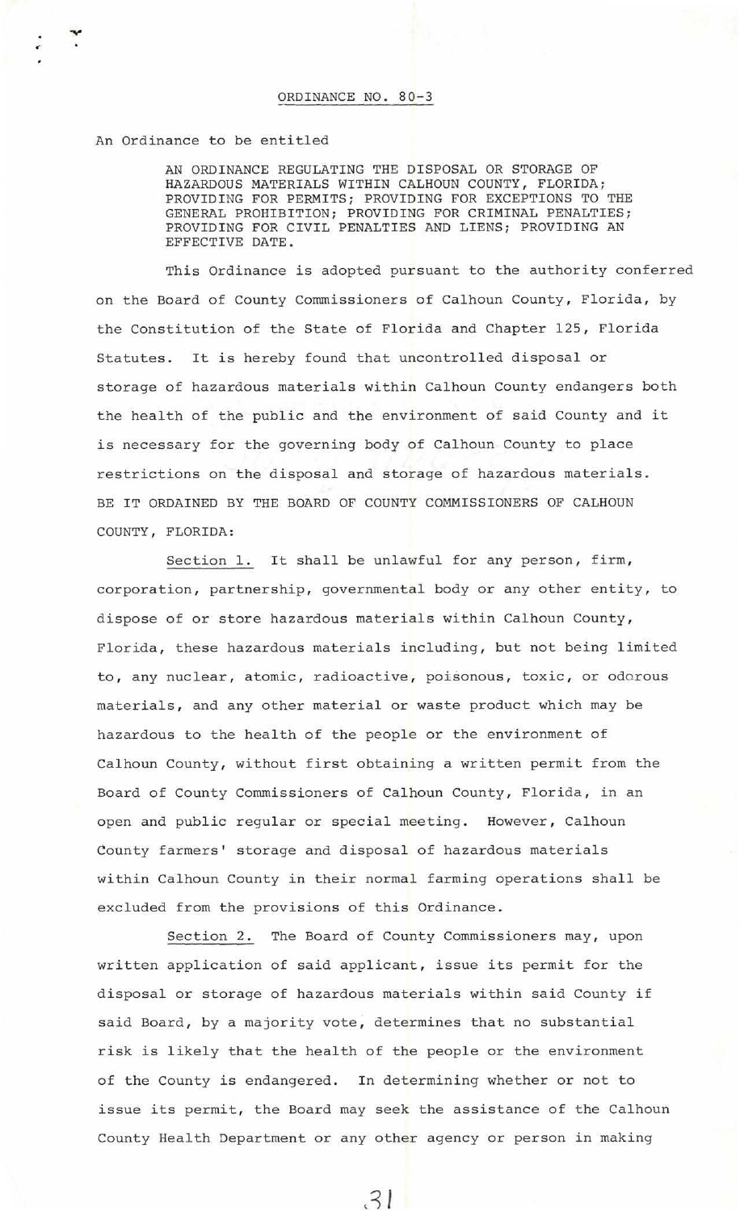# ORDINANCE NO. 80-3

An Ordinance to be entitled

> AN ORDINANCE REGULATING THE DISPOSAL OR STORAGE OF HAZARDOUS MATERIALS WITHIN CALHOUN COUNTY, FLORIDA; PROVIDING FOR PERMITS; PROVIDING FOR EXCEPTIONS TO THE GENERAL PROHIBITION; PROVIDING FOR CRIMINAL PENALTIES; PROVIDING FOR CIVIL PENALTIES AND LIENS; PROVIDING AN EFFECTIVE DATE.

This Ordinance is adopted pursuant to the authority conferred on the Board of County Commissioners of Calhoun County, Florida, by the Constitution of the State of Florida and Chapter 125, Florida Statutes. It is hereby found that uncontrolled disposal or storage of hazardous materials within Calhoun County endangers both the health of the public and the environment of said County and it is necessary for the governing body of Calhoun County to place restrictions on the disposal and storage of hazardous materials.

BE IT ORDAINED BY THE BOARD OF COUNTY COMMISSIONERS OF CALHOUN COUNTY, FLORIDA:

Section 1. It shall be unlawful for any person, firm, corporation, partnership, governmental body or any other entity, to dispose of or store hazardous materials within Calhoun County, Florida, these hazardous materials including, but not being limited to, any nuclear, atomic, radioactive, poisonous, toxic, or odorous materials, and any other material or waste product which may be hazardous to the health of the people or the environment of Calhoun County, without first obtaining a written permit from the Board of County Commissioners of Calhoun County, Florida, in an open and public regular or special meeting. However, Calhoun County farmers' storage and disposal of hazardous materials within Calhoun County in their normal farming operations shall be excluded from the provisions of this Ordinance.

Section 2. The Board of County Commissioners may, upon written application of said applicant, issue its permit for the disposal or storage of hazardous materials within said County if said Board, by a majority vote, determines that no substantial risk is likely that the health of the people or the environment of the County is endangered. In determining whether or not to issue its permit, the Board may seek the assistance of the Calhoun County Health Department or any other agency or person in making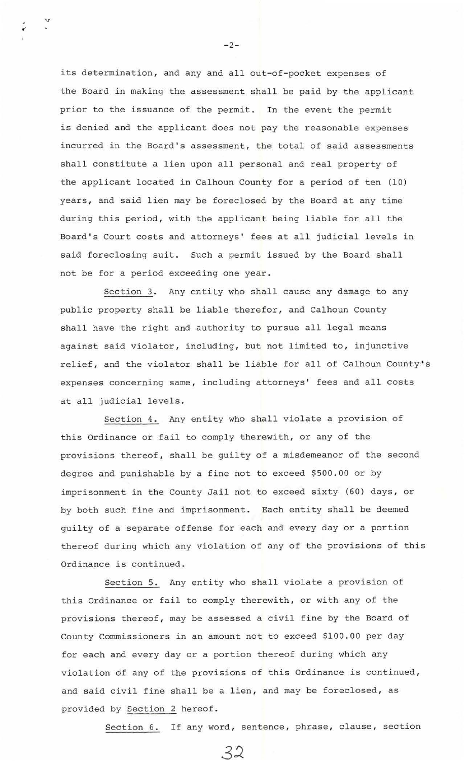its determination, and any and all out-of-pocket expenses of the Board in making the assessment shall be paid by the applicant prior to the issuance of the permit. In the event the permit is denied and the applicant does not pay the reasonable expenses incurred in the Board's assessment, the total of said assessments shall constitute a lien upon all personal and real property of the applicant located in Calhoun County for a period of ten (10) years, and said lien may be foreclosed by the Board at any time during this period, with the applicant being liable for all the Board's Court costs and attorneys' fees at all judicial levels in said foreclosing suit. Such a permit issued by the Board shall not be for a period exceeding one year.

Section 3. Any entity who shall cause any damage to any public property shall be liable therefor, and Calhoun County shall have the right and authority to pursue all legal means against said violator, including, but not limited to, injunctive relief, and the violator shall be liable for all of Calhoun County's expenses concerning same, including attorneys' fees and all costs at all judicial levels.

Section 4. Any entity who shall violate a provision of this Ordinance or fail to comply therewith, or any of the provisions thereof, shall be guilty of a misdemeanor of the second degree and punishable by a fine not to exceed $500.00 or by imprisonment in the County Jail not to exceed sixty (60) days, or by both such fine and imprisonment. Each entity shall be deemed guilty of a separate offense for each and every day or a portion thereof during which any violation of any of the provisions of this Ordinance is continued.

Section 5. Any entity who shall violate a provision of this Ordinance or fail to comply therewith, or with any of the provisions thereof, may be assessed a civil fine by the Board of County Commissioners in an amount not to exceed $100.00 per day for each and every day or a portion thereof during which any violation of any of the provisions of this Ordinance is continued, and said civil fine shall be a lien, and may be foreclosed, as provided by Section 2 hereof.

Section 6. If any word, sentence, phrase, clause, section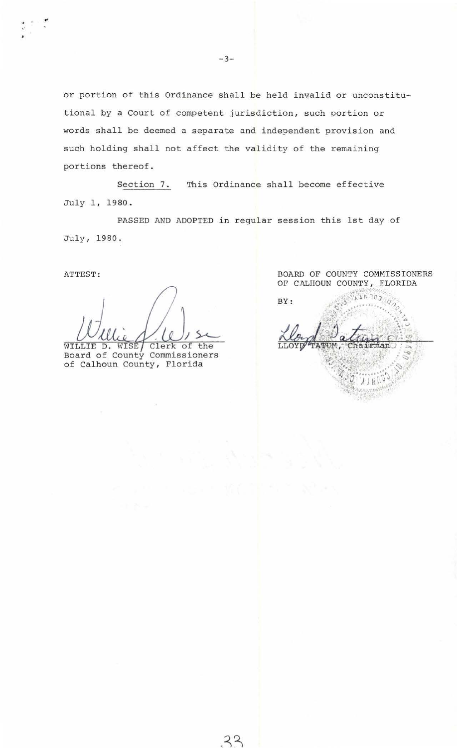or portion of this Ordinance shall be held invalid or unconstitutional by a Court of competent jurisdiction, such portion or words shall be deemed a separate and independent provision and such holding shall not affect the validity of the remaining portions thereof.

<u>Section 7.</u> This Ordinance shall become effective July 1, 1980.

PASSED AND ADOPTED in regular session this 1st day of July, 1980.

ATTEST:

WILLIE D. WISE, Clerk of the Board of County Commissioners of Calhoun County, Florida

BOARD OF COUNTY COMMISSIONERS OF CALHOUN COUNTY, FLORIDA

BY:

LLOYD TATUM, Chairman